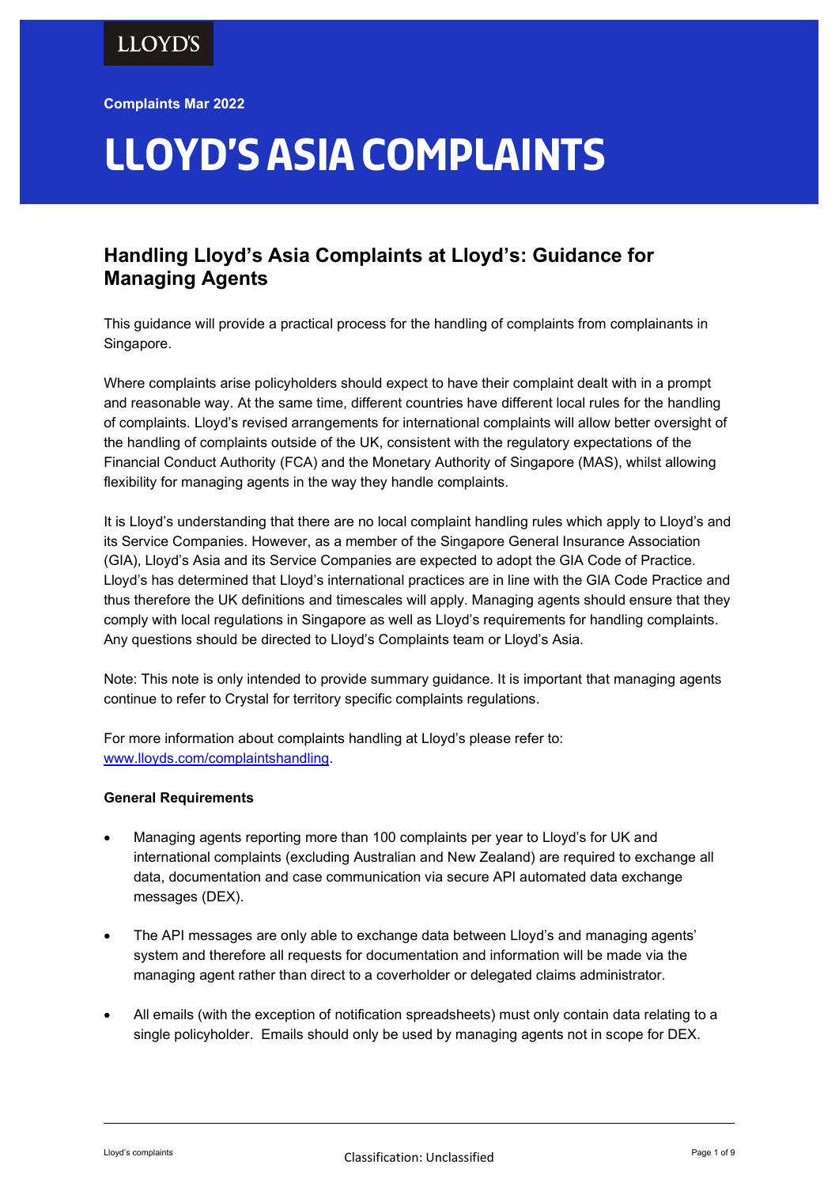LLOYD'S

Complaints Mar 2022

# LLOYD'S ASIA COMPLAINTS

## Handling Lloyd's Asia Complaints at Lloyd's: Guidance for Managing Agents

This guidance will provide a practical process for the handling of complaints from complainants in Singapore.

Where complaints arise policyholders should expect to have their complaint dealt with in a prompt and reasonable way. At the same time, different countries have different local rules for the handling of complaints. Lloyd's revised arrangements for international complaints will allow better oversight of the handling of complaints outside of the UK, consistent with the regulatory expectations of the Financial Conduct Authority (FCA) and the Monetary Authority of Singapore (MAS), whilst allowing flexibility for managing agents in the way they handle complaints.

It is Lloyd's understanding that there are no local complaint handling rules which apply to Lloyd's and its Service Companies. However, as a member of the Singapore General Insurance Association (GIA), Lloyd's Asia and its Service Companies are expected to adopt the GIA Code of Practice. Lloyd's has determined that Lloyd's international practices are in line with the GIA Code Practice and thus therefore the UK definitions and timescales will apply. Managing agents should ensure that they comply with local regulations in Singapore as well as Lloyd's requirements for handling complaints. Any questions should be directed to Lloyd's Complaints team or Lloyd's Asia.

Note: This note is only intended to provide summary guidance. It is important that managing agents continue to refer to Crystal for territory specific complaints regulations.

For more information about complaints handling at Lloyd's please refer to: [www.lloyds.com/complaintshandling](www.lloyds.com/complaintshandling).

**General Requirements**

- Managing agents reporting more than 100 complaints per year to Lloyd's for UK and international complaints (excluding Australian and New Zealand) are required to exchange all data, documentation and case communication via secure API automated data exchange messages (DEX).
- The API messages are only able to exchange data between Lloyd's and managing agents' system and therefore all requests for documentation and information will be made via the managing agent rather than direct to a coverholder or delegated claims administrator.
- All emails (with the exception of notification spreadsheets) must only contain data relating to a single policyholder. Emails should only be used by managing agents not in scope for DEX.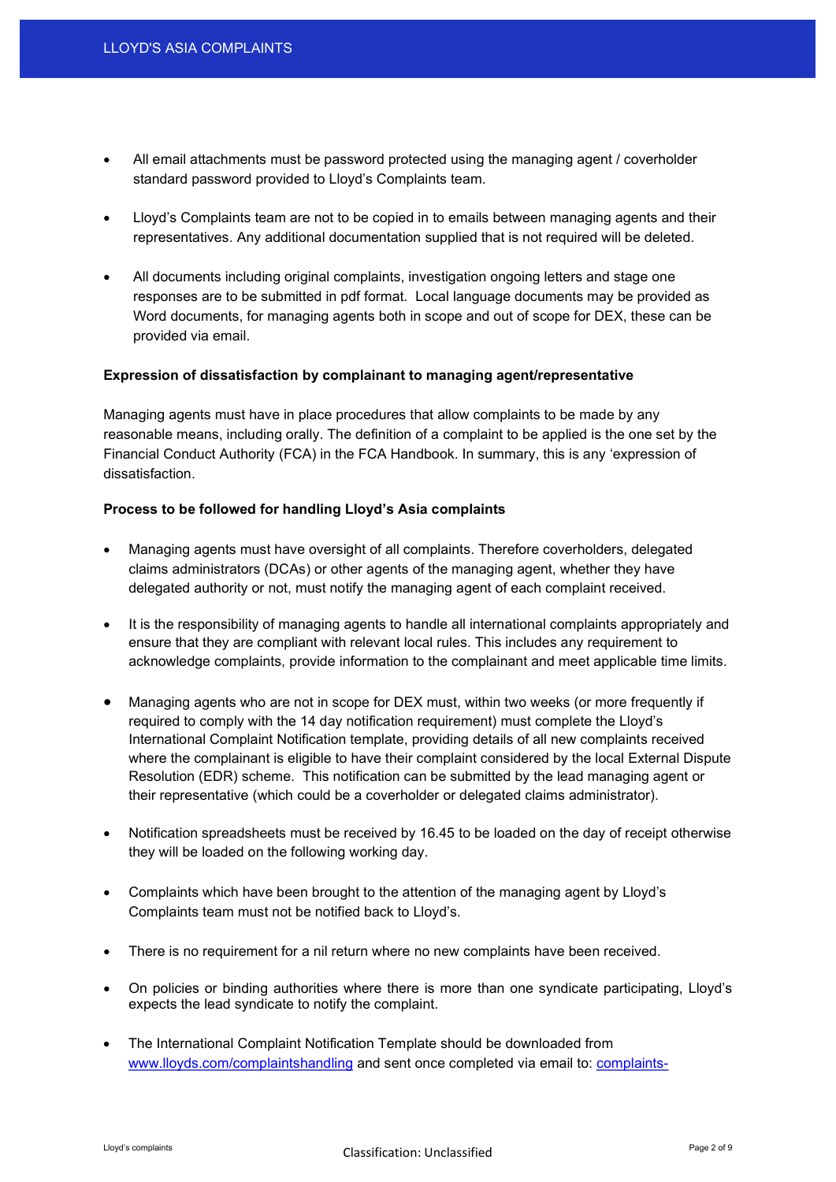- All email attachments must be password protected using the managing agent / coverholder standard password provided to Lloyd's Complaints team.

- Lloyd's Complaints team are not to be copied in to emails between managing agents and their representatives. Any additional documentation supplied that is not required will be deleted.

- All documents including original complaints, investigation ongoing letters and stage one responses are to be submitted in pdf format. Local language documents may be provided as Word documents, for managing agents both in scope and out of scope for DEX, these can be provided via email.

**Expression of dissatisfaction by complainant to managing agent/representative**

Managing agents must have in place procedures that allow complaints to be made by any reasonable means, including orally. The definition of a complaint to be applied is the one set by the Financial Conduct Authority (FCA) in the FCA Handbook. In summary, this is any 'expression of dissatisfaction.

**Process to be followed for handling Lloyd's Asia complaints**

- Managing agents must have oversight of all complaints. Therefore coverholders, delegated claims administrators (DCAs) or other agents of the managing agent, whether they have delegated authority or not, must notify the managing agent of each complaint received.

- It is the responsibility of managing agents to handle all international complaints appropriately and ensure that they are compliant with relevant local rules. This includes any requirement to acknowledge complaints, provide information to the complainant and meet applicable time limits.

- Managing agents who are not in scope for DEX must, within two weeks (or more frequently if required to comply with the 14 day notification requirement) must complete the Lloyd's International Complaint Notification template, providing details of all new complaints received where the complainant is eligible to have their complaint considered by the local External Dispute Resolution (EDR) scheme. This notification can be submitted by the lead managing agent or their representative (which could be a coverholder or delegated claims administrator).

- Notification spreadsheets must be received by 16.45 to be loaded on the day of receipt otherwise they will be loaded on the following working day.

- Complaints which have been brought to the attention of the managing agent by Lloyd's Complaints team must not be notified back to Lloyd's.

- There is no requirement for a nil return where no new complaints have been received.

- On policies or binding authorities where there is more than one syndicate participating, Lloyd's expects the lead syndicate to notify the complaint.

- The International Complaint Notification Template should be downloaded from www.lloyds.com/complaintshandling and sent once completed via email to: complaints-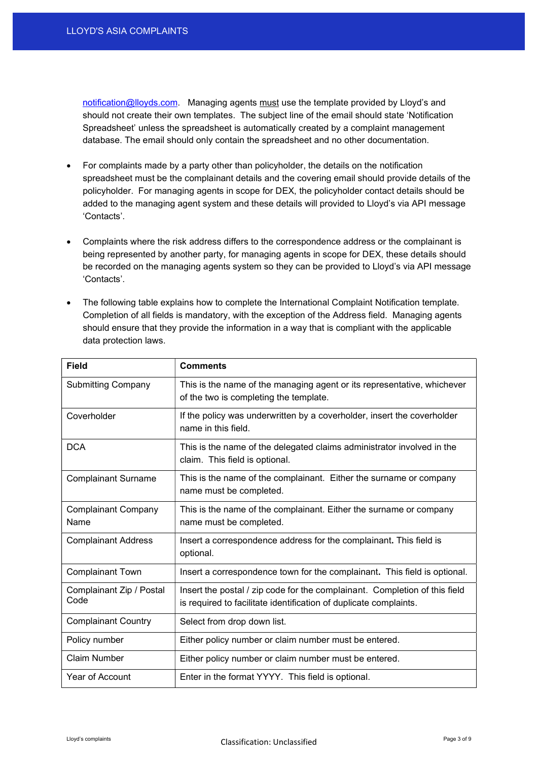notification@lloyds.com. Managing agents must use the template provided by Lloyd's and should not create their own templates. The subject line of the email should state 'Notification Spreadsheet' unless the spreadsheet is automatically created by a complaint management database. The email should only contain the spreadsheet and no other documentation.

- For complaints made by a party other than policyholder, the details on the notification spreadsheet must be the complainant details and the covering email should provide details of the policyholder. For managing agents in scope for DEX, the policyholder contact details should be added to the managing agent system and these details will provided to Lloyd's via API message 'Contacts'.

- Complaints where the risk address differs to the correspondence address or the complainant is being represented by another party, for managing agents in scope for DEX, these details should be recorded on the managing agents system so they can be provided to Lloyd's via API message 'Contacts'.

- The following table explains how to complete the International Complaint Notification template. Completion of all fields is mandatory, with the exception of the Address field. Managing agents should ensure that they provide the information in a way that is compliant with the applicable data protection laws.

| Field | Comments |
|---|---|
| Submitting Company | This is the name of the managing agent or its representative, whichever of the two is completing the template. |
| Coverholder | If the policy was underwritten by a coverholder, insert the coverholder name in this field. |
| DCA | This is the name of the delegated claims administrator involved in the claim. This field is optional. |
| Complainant Surname | This is the name of the complainant. Either the surname or company name must be completed. |
| Complainant Company Name | This is the name of the complainant. Either the surname or company name must be completed. |
| Complainant Address | Insert a correspondence address for the complainant. This field is optional. |
| Complainant Town | Insert a correspondence town for the complainant. This field is optional. |
| Complainant Zip / Postal Code | Insert the postal / zip code for the complainant. Completion of this field is required to facilitate identification of duplicate complaints. |
| Complainant Country | Select from drop down list. |
| Policy number | Either policy number or claim number must be entered. |
| Claim Number | Either policy number or claim number must be entered. |
| Year of Account | Enter in the format YYYY. This field is optional. |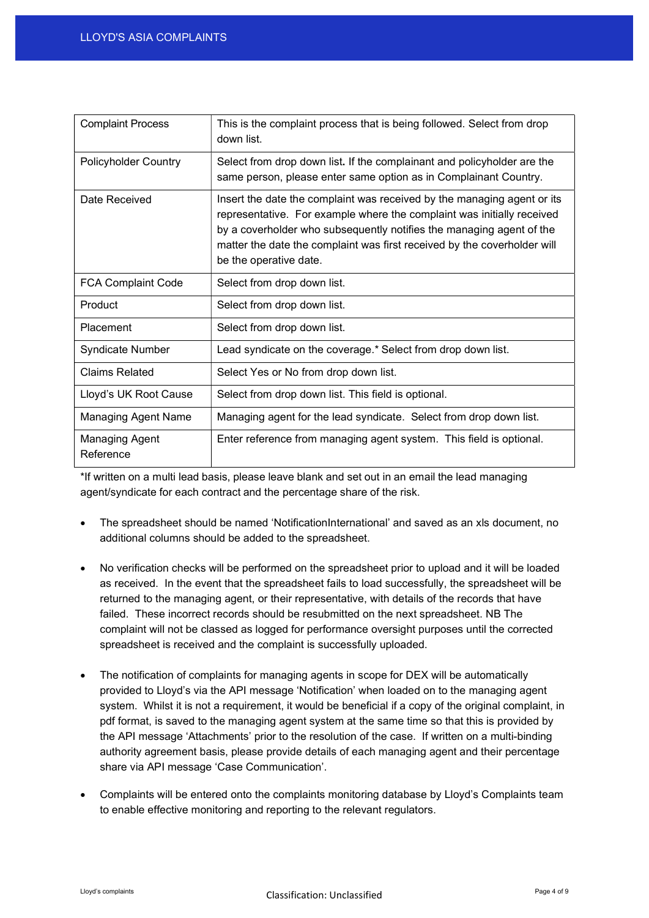| | |
|---|---|
| Complaint Process | This is the complaint process that is being followed. Select from drop down list. |
| Policyholder Country | Select from drop down list. If the complainant and policyholder are the same person, please enter same option as in Complainant Country. |
| Date Received | Insert the date the complaint was received by the managing agent or its representative. For example where the complaint was initially received by a coverholder who subsequently notifies the managing agent of the matter the date the complaint was first received by the coverholder will be the operative date. |
| FCA Complaint Code | Select from drop down list. |
| Product | Select from drop down list. |
| Placement | Select from drop down list. |
| Syndicate Number | Lead syndicate on the coverage.* Select from drop down list. |
| Claims Related | Select Yes or No from drop down list. |
| Lloyd's UK Root Cause | Select from drop down list. This field is optional. |
| Managing Agent Name | Managing agent for the lead syndicate. Select from drop down list. |
| Managing Agent Reference | Enter reference from managing agent system. This field is optional. |

*If written on a multi lead basis, please leave blank and set out in an email the lead managing agent/syndicate for each contract and the percentage share of the risk.

- The spreadsheet should be named 'NotificationInternational' and saved as an xls document, no additional columns should be added to the spreadsheet.

- No verification checks will be performed on the spreadsheet prior to upload and it will be loaded as received. In the event that the spreadsheet fails to load successfully, the spreadsheet will be returned to the managing agent, or their representative, with details of the records that have failed. These incorrect records should be resubmitted on the next spreadsheet. NB The complaint will not be classed as logged for performance oversight purposes until the corrected spreadsheet is received and the complaint is successfully uploaded.

- The notification of complaints for managing agents in scope for DEX will be automatically provided to Lloyd's via the API message 'Notification' when loaded on to the managing agent system. Whilst it is not a requirement, it would be beneficial if a copy of the original complaint, in pdf format, is saved to the managing agent system at the same time so that this is provided by the API message 'Attachments' prior to the resolution of the case. If written on a multi-binding authority agreement basis, please provide details of each managing agent and their percentage share via API message 'Case Communication'.

- Complaints will be entered onto the complaints monitoring database by Lloyd's Complaints team to enable effective monitoring and reporting to the relevant regulators.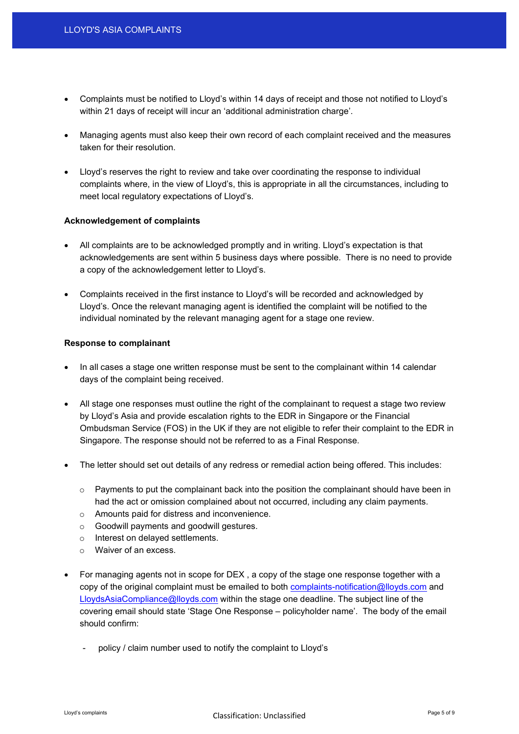- Complaints must be notified to Lloyd's within 14 days of receipt and those not notified to Lloyd's within 21 days of receipt will incur an 'additional administration charge'.

- Managing agents must also keep their own record of each complaint received and the measures taken for their resolution.

- Lloyd's reserves the right to review and take over coordinating the response to individual complaints where, in the view of Lloyd's, this is appropriate in all the circumstances, including to meet local regulatory expectations of Lloyd's.

**Acknowledgement of complaints**

- All complaints are to be acknowledged promptly and in writing. Lloyd's expectation is that acknowledgements are sent within 5 business days where possible. There is no need to provide a copy of the acknowledgement letter to Lloyd's.

- Complaints received in the first instance to Lloyd's will be recorded and acknowledged by Lloyd's. Once the relevant managing agent is identified the complaint will be notified to the individual nominated by the relevant managing agent for a stage one review.

**Response to complainant**

- In all cases a stage one written response must be sent to the complainant within 14 calendar days of the complaint being received.

- All stage one responses must outline the right of the complainant to request a stage two review by Lloyd's Asia and provide escalation rights to the EDR in Singapore or the Financial Ombudsman Service (FOS) in the UK if they are not eligible to refer their complaint to the EDR in Singapore. The response should not be referred to as a Final Response.

- The letter should set out details of any redress or remedial action being offered. This includes:

  - Payments to put the complainant back into the position the complainant should have been in had the act or omission complained about not occurred, including any claim payments.
  - Amounts paid for distress and inconvenience.
  - Goodwill payments and goodwill gestures.
  - Interest on delayed settlements.
  - Waiver of an excess.

- For managing agents not in scope for DEX , a copy of the stage one response together with a copy of the original complaint must be emailed to both complaints-notification@lloyds.com and LloydsAsiaCompliance@lloyds.com within the stage one deadline. The subject line of the covering email should state 'Stage One Response – policyholder name'. The body of the email should confirm:

  - policy / claim number used to notify the complaint to Lloyd's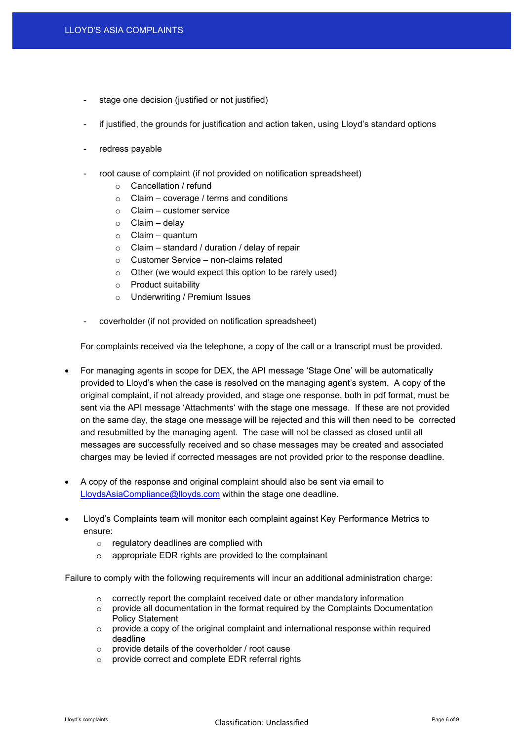- stage one decision (justified or not justified)

- if justified, the grounds for justification and action taken, using Lloyd's standard options

- redress payable

- root cause of complaint (if not provided on notification spreadsheet)
    - Cancellation / refund
    - Claim – coverage / terms and conditions
    - Claim – customer service
    - Claim – delay
    - Claim – quantum
    - Claim – standard / duration / delay of repair
    - Customer Service – non-claims related
    - Other (we would expect this option to be rarely used)
    - Product suitability
    - Underwriting / Premium Issues

- coverholder (if not provided on notification spreadsheet)

For complaints received via the telephone, a copy of the call or a transcript must be provided.

- For managing agents in scope for DEX, the API message 'Stage One' will be automatically provided to Lloyd's when the case is resolved on the managing agent's system. A copy of the original complaint, if not already provided, and stage one response, both in pdf format, must be sent via the API message 'Attachments' with the stage one message. If these are not provided on the same day, the stage one message will be rejected and this will then need to be corrected and resubmitted by the managing agent. The case will not be classed as closed until all messages are successfully received and so chase messages may be created and associated charges may be levied if corrected messages are not provided prior to the response deadline.

- A copy of the response and original complaint should also be sent via email to LloydsAsiaCompliance@lloyds.com within the stage one deadline.

- Lloyd's Complaints team will monitor each complaint against Key Performance Metrics to ensure:
    - regulatory deadlines are complied with
    - appropriate EDR rights are provided to the complainant

Failure to comply with the following requirements will incur an additional administration charge:

- correctly report the complaint received date or other mandatory information
- provide all documentation in the format required by the Complaints Documentation Policy Statement
- provide a copy of the original complaint and international response within required deadline
- provide details of the coverholder / root cause
- provide correct and complete EDR referral rights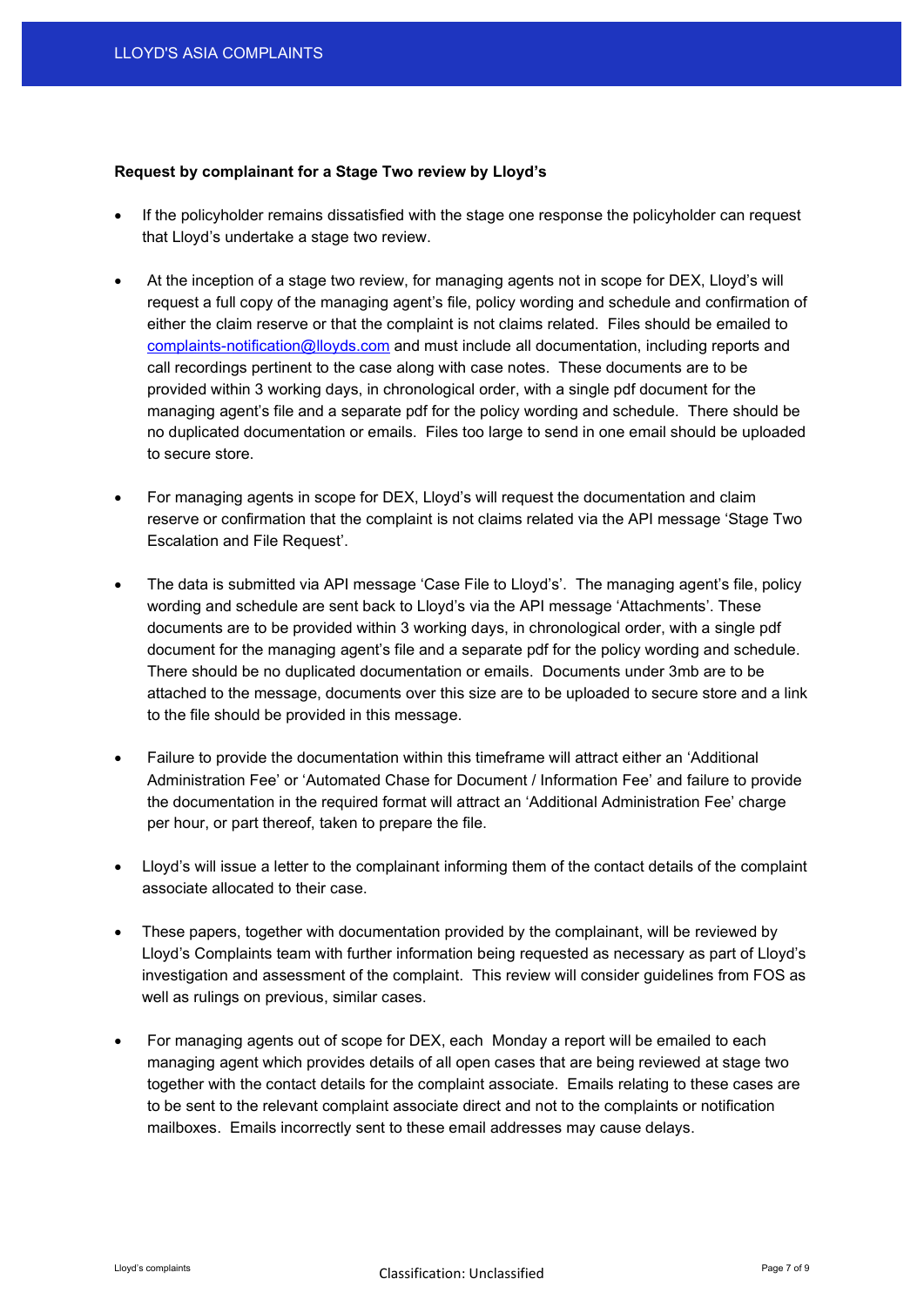**Request by complainant for a Stage Two review by Lloyd's**

- If the policyholder remains dissatisfied with the stage one response the policyholder can request that Lloyd's undertake a stage two review.
- At the inception of a stage two review, for managing agents not in scope for DEX, Lloyd's will request a full copy of the managing agent's file, policy wording and schedule and confirmation of either the claim reserve or that the complaint is not claims related. Files should be emailed to complaints-notification@lloyds.com and must include all documentation, including reports and call recordings pertinent to the case along with case notes. These documents are to be provided within 3 working days, in chronological order, with a single pdf document for the managing agent's file and a separate pdf for the policy wording and schedule. There should be no duplicated documentation or emails. Files too large to send in one email should be uploaded to secure store.
- For managing agents in scope for DEX, Lloyd's will request the documentation and claim reserve or confirmation that the complaint is not claims related via the API message 'Stage Two Escalation and File Request'.
- The data is submitted via API message 'Case File to Lloyd's'. The managing agent's file, policy wording and schedule are sent back to Lloyd's via the API message 'Attachments'. These documents are to be provided within 3 working days, in chronological order, with a single pdf document for the managing agent's file and a separate pdf for the policy wording and schedule. There should be no duplicated documentation or emails. Documents under 3mb are to be attached to the message, documents over this size are to be uploaded to secure store and a link to the file should be provided in this message.
- Failure to provide the documentation within this timeframe will attract either an 'Additional Administration Fee' or 'Automated Chase for Document / Information Fee' and failure to provide the documentation in the required format will attract an 'Additional Administration Fee' charge per hour, or part thereof, taken to prepare the file.
- Lloyd's will issue a letter to the complainant informing them of the contact details of the complaint associate allocated to their case.
- These papers, together with documentation provided by the complainant, will be reviewed by Lloyd's Complaints team with further information being requested as necessary as part of Lloyd's investigation and assessment of the complaint. This review will consider guidelines from FOS as well as rulings on previous, similar cases.
- For managing agents out of scope for DEX, each Monday a report will be emailed to each managing agent which provides details of all open cases that are being reviewed at stage two together with the contact details for the complaint associate. Emails relating to these cases are to be sent to the relevant complaint associate direct and not to the complaints or notification mailboxes. Emails incorrectly sent to these email addresses may cause delays.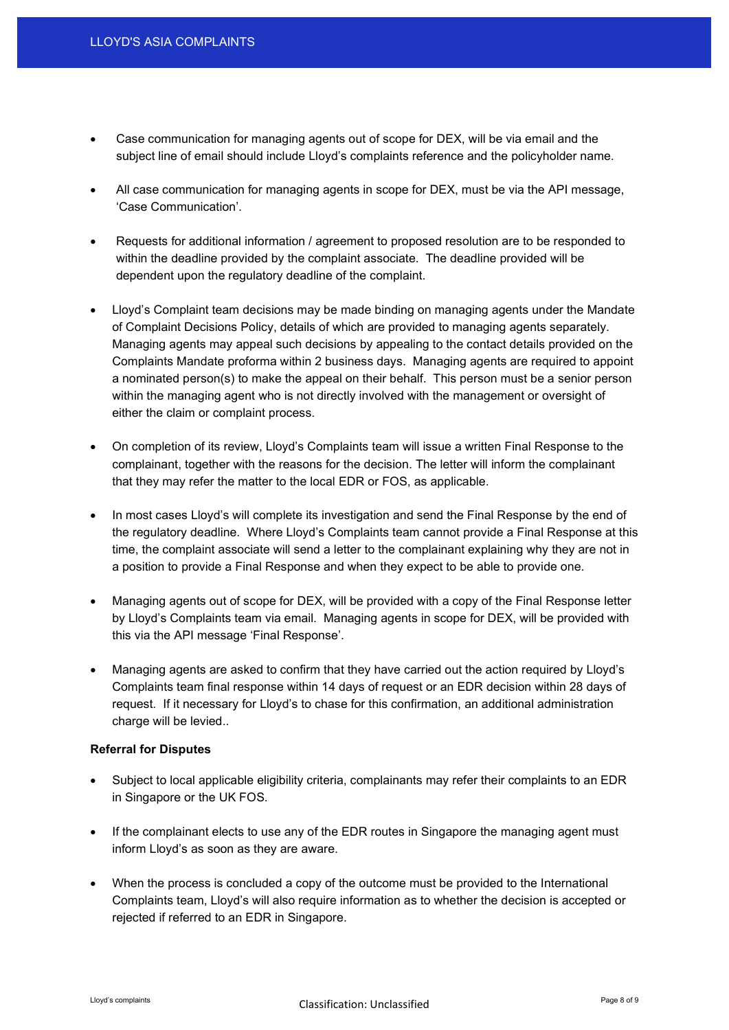- Case communication for managing agents out of scope for DEX, will be via email and the subject line of email should include Lloyd's complaints reference and the policyholder name.

- All case communication for managing agents in scope for DEX, must be via the API message, 'Case Communication'.

- Requests for additional information / agreement to proposed resolution are to be responded to within the deadline provided by the complaint associate. The deadline provided will be dependent upon the regulatory deadline of the complaint.

- Lloyd's Complaint team decisions may be made binding on managing agents under the Mandate of Complaint Decisions Policy, details of which are provided to managing agents separately. Managing agents may appeal such decisions by appealing to the contact details provided on the Complaints Mandate proforma within 2 business days. Managing agents are required to appoint a nominated person(s) to make the appeal on their behalf. This person must be a senior person within the managing agent who is not directly involved with the management or oversight of either the claim or complaint process.

- On completion of its review, Lloyd's Complaints team will issue a written Final Response to the complainant, together with the reasons for the decision. The letter will inform the complainant that they may refer the matter to the local EDR or FOS, as applicable.

- In most cases Lloyd's will complete its investigation and send the Final Response by the end of the regulatory deadline. Where Lloyd's Complaints team cannot provide a Final Response at this time, the complaint associate will send a letter to the complainant explaining why they are not in a position to provide a Final Response and when they expect to be able to provide one.

- Managing agents out of scope for DEX, will be provided with a copy of the Final Response letter by Lloyd's Complaints team via email. Managing agents in scope for DEX, will be provided with this via the API message 'Final Response'.

- Managing agents are asked to confirm that they have carried out the action required by Lloyd's Complaints team final response within 14 days of request or an EDR decision within 28 days of request. If it necessary for Lloyd's to chase for this confirmation, an additional administration charge will be levied..

**Referral for Disputes**

- Subject to local applicable eligibility criteria, complainants may refer their complaints to an EDR in Singapore or the UK FOS.

- If the complainant elects to use any of the EDR routes in Singapore the managing agent must inform Lloyd's as soon as they are aware.

- When the process is concluded a copy of the outcome must be provided to the International Complaints team, Lloyd's will also require information as to whether the decision is accepted or rejected if referred to an EDR in Singapore.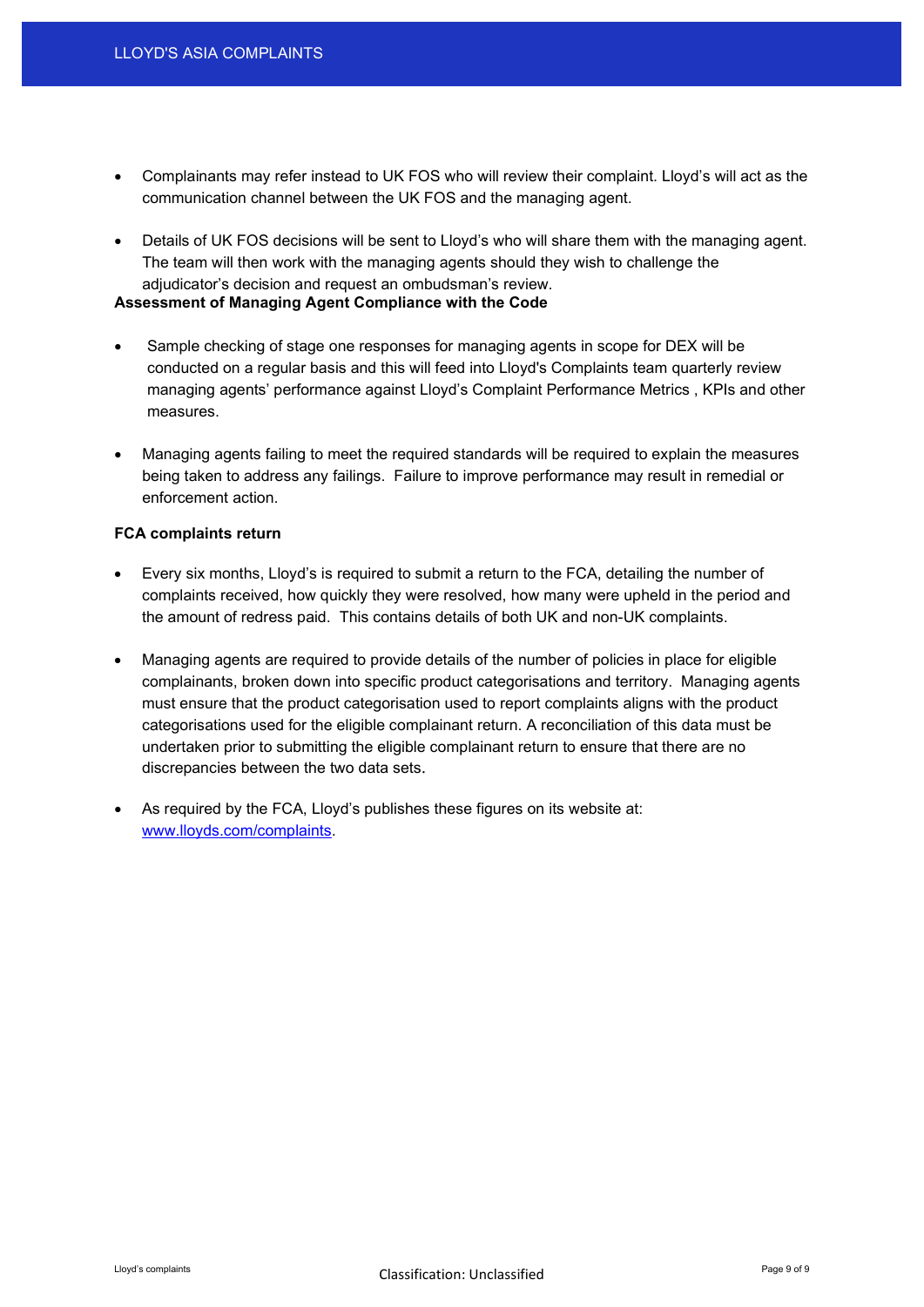- Complainants may refer instead to UK FOS who will review their complaint. Lloyd's will act as the communication channel between the UK FOS and the managing agent.

- Details of UK FOS decisions will be sent to Lloyd's who will share them with the managing agent. The team will then work with the managing agents should they wish to challenge the adjudicator's decision and request an ombudsman's review.

**Assessment of Managing Agent Compliance with the Code**

- Sample checking of stage one responses for managing agents in scope for DEX will be conducted on a regular basis and this will feed into Lloyd's Complaints team quarterly review managing agents' performance against Lloyd's Complaint Performance Metrics , KPIs and other measures.

- Managing agents failing to meet the required standards will be required to explain the measures being taken to address any failings. Failure to improve performance may result in remedial or enforcement action.

**FCA complaints return**

- Every six months, Lloyd's is required to submit a return to the FCA, detailing the number of complaints received, how quickly they were resolved, how many were upheld in the period and the amount of redress paid. This contains details of both UK and non-UK complaints.

- Managing agents are required to provide details of the number of policies in place for eligible complainants, broken down into specific product categorisations and territory. Managing agents must ensure that the product categorisation used to report complaints aligns with the product categorisations used for the eligible complainant return. A reconciliation of this data must be undertaken prior to submitting the eligible complainant return to ensure that there are no discrepancies between the two data sets.

- As required by the FCA, Lloyd's publishes these figures on its website at: [www.lloyds.com/complaints](http://www.lloyds.com/complaints).